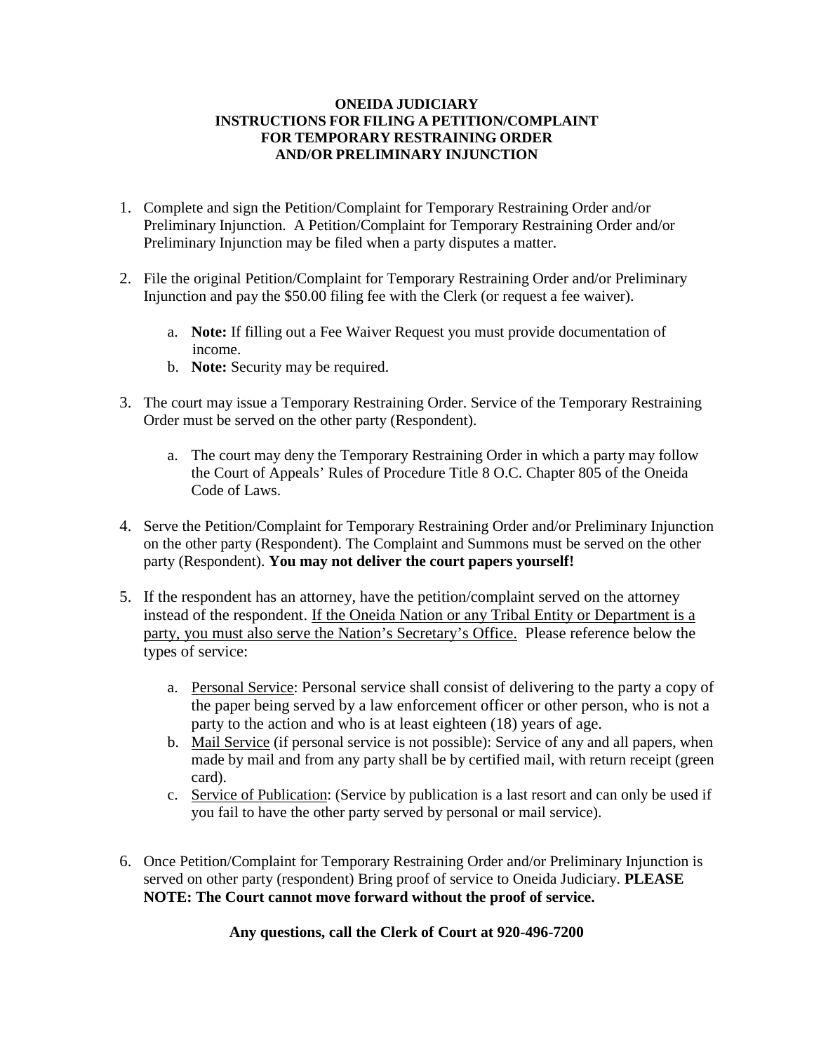# ONEIDA JUDICIARY
## INSTRUCTIONS FOR FILING A PETITION/COMPLAINT FOR TEMPORARY RESTRAINING ORDER AND/OR PRELIMINARY INJUNCTION

1. Complete and sign the Petition/Complaint for Temporary Restraining Order and/or Preliminary Injunction. A Petition/Complaint for Temporary Restraining Order and/or Preliminary Injunction may be filed when a party disputes a matter.

2. File the original Petition/Complaint for Temporary Restraining Order and/or Preliminary Injunction and pay the $50.00 filing fee with the Clerk (or request a fee waiver).

   a. **Note:** If filling out a Fee Waiver Request you must provide documentation of income.
   b. **Note:** Security may be required.

3. The court may issue a Temporary Restraining Order. Service of the Temporary Restraining Order must be served on the other party (Respondent).

   a. The court may deny the Temporary Restraining Order in which a party may follow the Court of Appeals' Rules of Procedure Title 8 O.C. Chapter 805 of the Oneida Code of Laws.

4. Serve the Petition/Complaint for Temporary Restraining Order and/or Preliminary Injunction on the other party (Respondent). The Complaint and Summons must be served on the other party (Respondent). **You may not deliver the court papers yourself!**

5. If the respondent has an attorney, have the petition/complaint served on the attorney instead of the respondent. <u>If the Oneida Nation or any Tribal Entity or Department is a party, you must also serve the Nation's Secretary's Office.</u> Please reference below the types of service:

   a. <u>Personal Service</u>: Personal service shall consist of delivering to the party a copy of the paper being served by a law enforcement officer or other person, who is not a party to the action and who is at least eighteen (18) years of age.
   b. <u>Mail Service</u> (if personal service is not possible): Service of any and all papers, when made by mail and from any party shall be by certified mail, with return receipt (green card).
   c. <u>Service of Publication</u>: (Service by publication is a last resort and can only be used if you fail to have the other party served by personal or mail service).

6. Once Petition/Complaint for Temporary Restraining Order and/or Preliminary Injunction is served on other party (respondent) Bring proof of service to Oneida Judiciary. **PLEASE NOTE: The Court cannot move forward without the proof of service.**

**Any questions, call the Clerk of Court at 920-496-7200**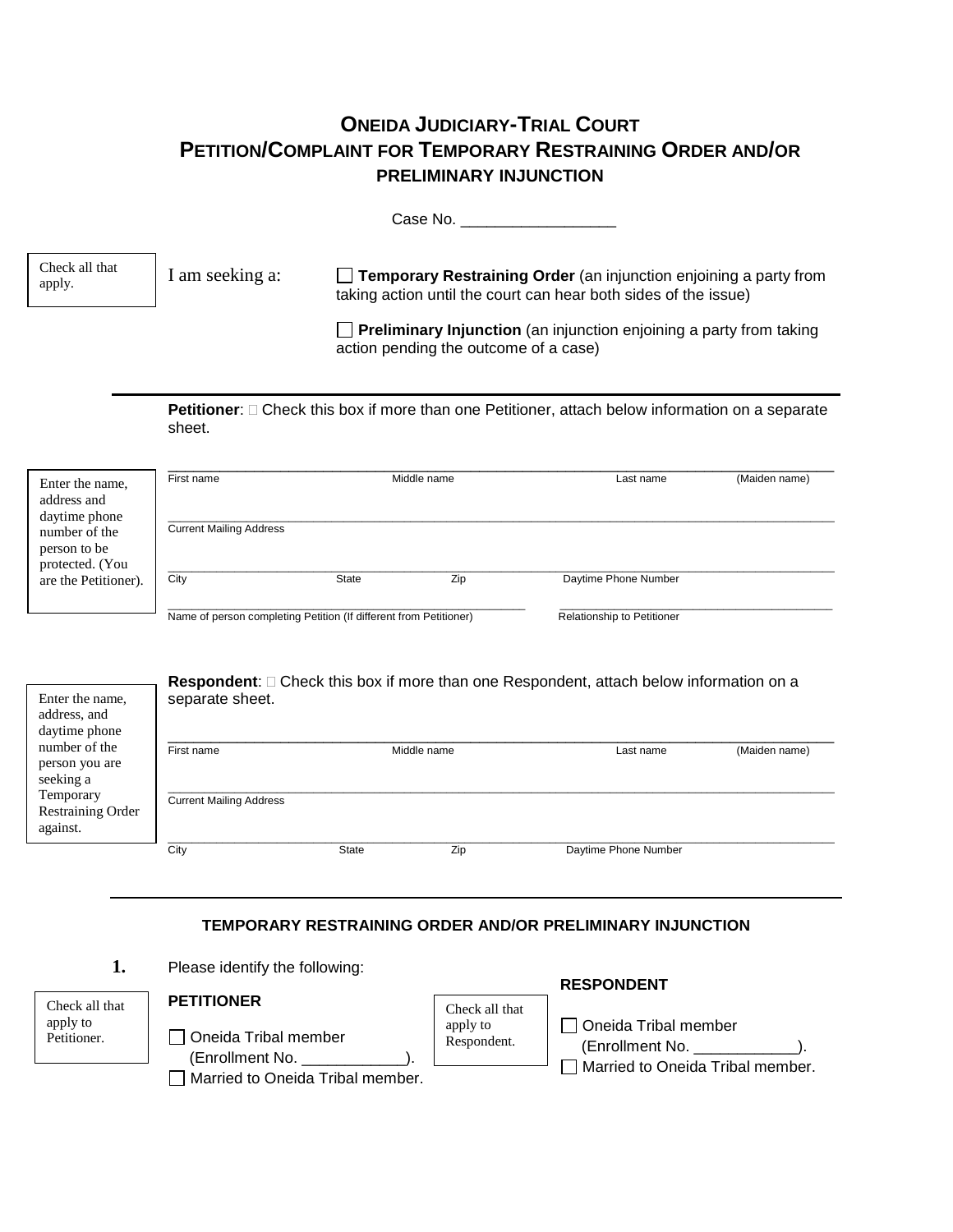# ONEIDA JUDICIARY-TRIAL COURT
## PETITION/COMPLAINT FOR TEMPORARY RESTRAINING ORDER AND/OR PRELIMINARY INJUNCTION

Case No. _________________

Check all that apply.

I am seeking a:

☐ **Temporary Restraining Order** (an injunction enjoining a party from taking action until the court can hear both sides of the issue)

☐ **Preliminary Injunction** (an injunction enjoining a party from taking action pending the outcome of a case)

---

**Petitioner**: ☐ Check this box if more than one Petitioner, attach below information on a separate sheet.

Enter the name, address and daytime phone number of the person to be protected. (You are the Petitioner).

_______________________________________________________________
First name | Middle name | Last name | (Maiden name)

_______________________________________________________________
Current Mailing Address

_______________________________________________________________
City | State | Zip | Daytime Phone Number

_______________________________________ _______________________________
Name of person completing Petition (If different from Petitioner) | Relationship to Petitioner

**Respondent**: ☐ Check this box if more than one Respondent, attach below information on a separate sheet.

Enter the name, address, and daytime phone number of the person you are seeking a Temporary Restraining Order against.

_______________________________________________________________
First name | Middle name | Last name | (Maiden name)

_______________________________________________________________
Current Mailing Address

_______________________________________________________________
City | State | Zip | Daytime Phone Number

---

### TEMPORARY RESTRAINING ORDER AND/OR PRELIMINARY INJUNCTION

**1.** Please identify the following:

Check all that apply to Petitioner.

**PETITIONER**

☐ Oneida Tribal member (Enrollment No. ____________).

☐ Married to Oneida Tribal member.

Check all that apply to Respondent.

**RESPONDENT**

☐ Oneida Tribal member (Enrollment No. ____________).

☐ Married to Oneida Tribal member.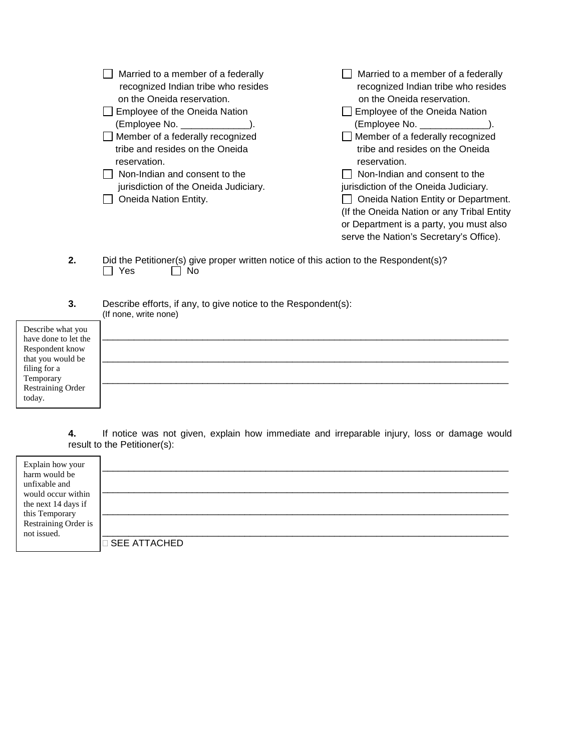| | |
|---|---|
| ☐ Married to a member of a federally recognized Indian tribe who resides on the Oneida reservation. | ☐ Married to a member of a federally recognized Indian tribe who resides on the Oneida reservation. |
| ☐ Employee of the Oneida Nation (Employee No. _____________). | ☐ Employee of the Oneida Nation (Employee No. _____________). |
| ☐ Member of a federally recognized tribe and resides on the Oneida reservation. | ☐ Member of a federally recognized tribe and resides on the Oneida reservation. |
| ☐ Non-Indian and consent to the jurisdiction of the Oneida Judiciary. | ☐ Non-Indian and consent to the jurisdiction of the Oneida Judiciary. |
| ☐ Oneida Nation Entity. | ☐ Oneida Nation Entity or Department. (If the Oneida Nation or any Tribal Entity or Department is a party, you must also serve the Nation's Secretary's Office). |

**2.** Did the Petitioner(s) give proper written notice of this action to the Respondent(s)?
☐ Yes ☐ No

**3.** Describe efforts, if any, to give notice to the Respondent(s):
(If none, write none)

> Describe what you have done to let the Respondent know that you would be filing for a Temporary Restraining Order today.

______________________________________________________________________________

______________________________________________________________________________

______________________________________________________________________________

**4.** If notice was not given, explain how immediate and irreparable injury, loss or damage would result to the Petitioner(s):

> Explain how your harm would be unfixable and would occur within the next 14 days if this Temporary Restraining Order is not issued.

______________________________________________________________________________

______________________________________________________________________________

______________________________________________________________________________

______________________________________________________________________________

☐ SEE ATTACHED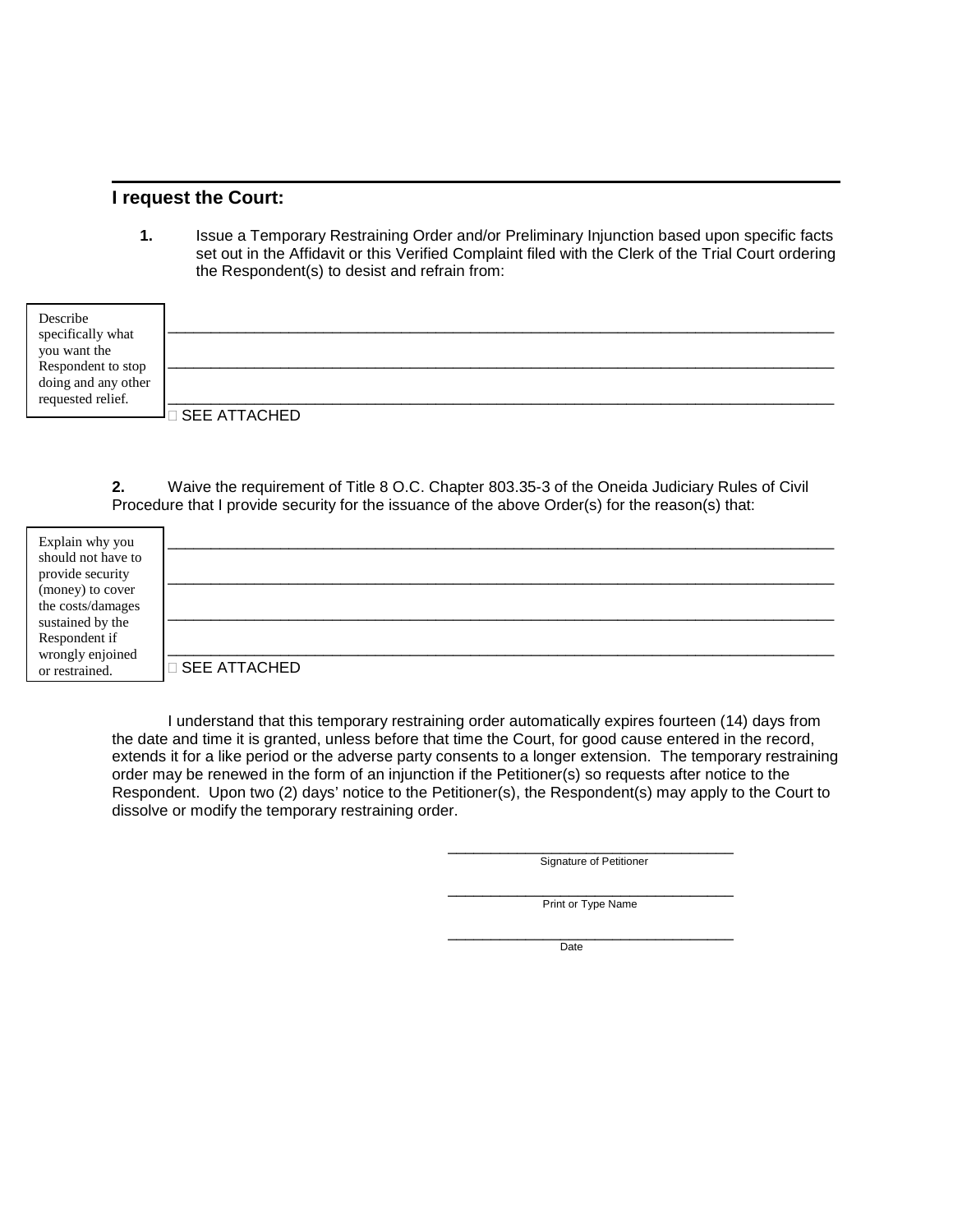## I request the Court:

**1.** Issue a Temporary Restraining Order and/or Preliminary Injunction based upon specific facts set out in the Affidavit or this Verified Complaint filed with the Clerk of the Trial Court ordering the Respondent(s) to desist and refrain from:

Describe specifically what you want the Respondent to stop doing and any other requested relief.

\_\_\_\_\_\_\_\_\_\_\_\_\_\_\_\_\_\_\_\_\_\_\_\_\_\_\_\_\_\_\_\_\_\_\_\_\_\_\_\_\_\_\_\_\_\_\_\_\_\_\_\_\_\_\_\_\_\_\_\_\_\_\_\_\_\_\_\_\_\_\_\_\_\_\_\_

\_\_\_\_\_\_\_\_\_\_\_\_\_\_\_\_\_\_\_\_\_\_\_\_\_\_\_\_\_\_\_\_\_\_\_\_\_\_\_\_\_\_\_\_\_\_\_\_\_\_\_\_\_\_\_\_\_\_\_\_\_\_\_\_\_\_\_\_\_\_\_\_\_\_\_\_

\_\_\_\_\_\_\_\_\_\_\_\_\_\_\_\_\_\_\_\_\_\_\_\_\_\_\_\_\_\_\_\_\_\_\_\_\_\_\_\_\_\_\_\_\_\_\_\_\_\_\_\_\_\_\_\_\_\_\_\_\_\_\_\_\_\_\_\_\_\_\_\_\_\_\_\_

☐ SEE ATTACHED

**2.** Waive the requirement of Title 8 O.C. Chapter 803.35-3 of the Oneida Judiciary Rules of Civil Procedure that I provide security for the issuance of the above Order(s) for the reason(s) that:

Explain why you should not have to provide security (money) to cover the costs/damages sustained by the Respondent if wrongly enjoined or restrained.

\_\_\_\_\_\_\_\_\_\_\_\_\_\_\_\_\_\_\_\_\_\_\_\_\_\_\_\_\_\_\_\_\_\_\_\_\_\_\_\_\_\_\_\_\_\_\_\_\_\_\_\_\_\_\_\_\_\_\_\_\_\_\_\_\_\_\_\_\_\_\_\_\_\_\_\_

\_\_\_\_\_\_\_\_\_\_\_\_\_\_\_\_\_\_\_\_\_\_\_\_\_\_\_\_\_\_\_\_\_\_\_\_\_\_\_\_\_\_\_\_\_\_\_\_\_\_\_\_\_\_\_\_\_\_\_\_\_\_\_\_\_\_\_\_\_\_\_\_\_\_\_\_

\_\_\_\_\_\_\_\_\_\_\_\_\_\_\_\_\_\_\_\_\_\_\_\_\_\_\_\_\_\_\_\_\_\_\_\_\_\_\_\_\_\_\_\_\_\_\_\_\_\_\_\_\_\_\_\_\_\_\_\_\_\_\_\_\_\_\_\_\_\_\_\_\_\_\_\_

\_\_\_\_\_\_\_\_\_\_\_\_\_\_\_\_\_\_\_\_\_\_\_\_\_\_\_\_\_\_\_\_\_\_\_\_\_\_\_\_\_\_\_\_\_\_\_\_\_\_\_\_\_\_\_\_\_\_\_\_\_\_\_\_\_\_\_\_\_\_\_\_\_\_\_\_

☐ SEE ATTACHED

I understand that this temporary restraining order automatically expires fourteen (14) days from the date and time it is granted, unless before that time the Court, for good cause entered in the record, extends it for a like period or the adverse party consents to a longer extension. The temporary restraining order may be renewed in the form of an injunction if the Petitioner(s) so requests after notice to the Respondent. Upon two (2) days' notice to the Petitioner(s), the Respondent(s) may apply to the Court to dissolve or modify the temporary restraining order.

\_\_\_\_\_\_\_\_\_\_\_\_\_\_\_\_\_\_\_\_\_\_\_\_\_\_\_\_\_\_\_\_\_\_\_\_
Signature of Petitioner

\_\_\_\_\_\_\_\_\_\_\_\_\_\_\_\_\_\_\_\_\_\_\_\_\_\_\_\_\_\_\_\_\_\_\_\_
Print or Type Name

\_\_\_\_\_\_\_\_\_\_\_\_\_\_\_\_\_\_\_\_\_\_\_\_\_\_\_\_\_\_\_\_\_\_\_\_
Date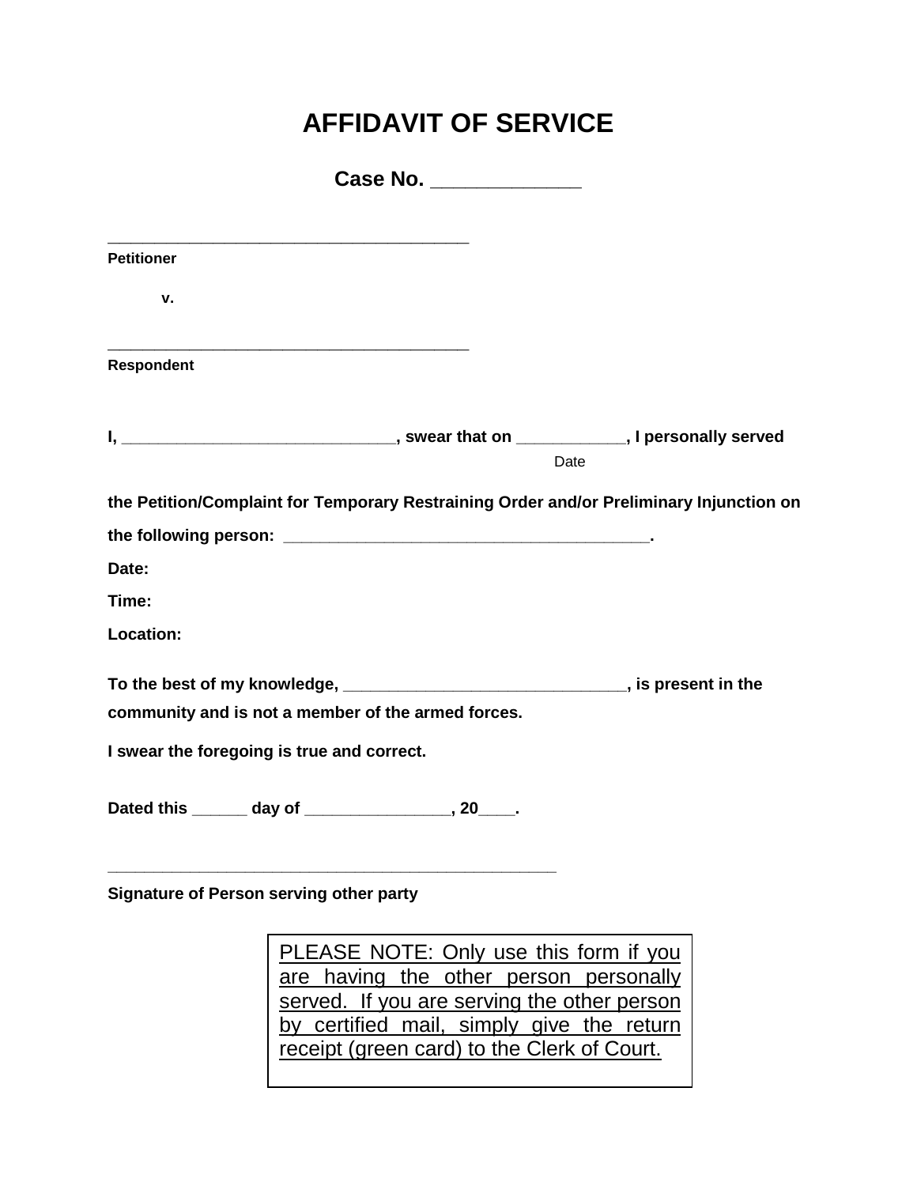# AFFIDAVIT OF SERVICE

**Case No. _____________**

_________________________________________
**Petitioner**

**v.**

_________________________________________
**Respondent**

**I, ______________________________, swear that on ___________, I personally served**
Date

**the Petition/Complaint for Temporary Restraining Order and/or Preliminary Injunction on the following person: ________________________________________.**

**Date:**

**Time:**

**Location:**

**To the best of my knowledge, ______________________________, is present in the community and is not a member of the armed forces.**

**I swear the foregoing is true and correct.**

**Dated this ______ day of _______________, 20____.**

___________________________________________________
**Signature of Person serving other party**

PLEASE NOTE: Only use this form if you are having the other person personally served. If you are serving the other person by certified mail, simply give the return receipt (green card) to the Clerk of Court.